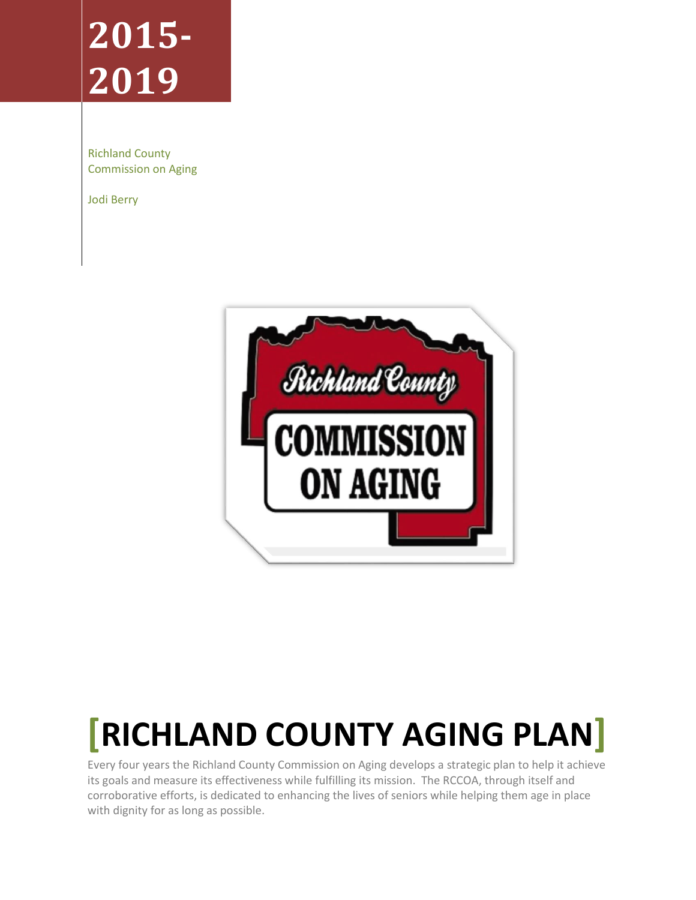# 2015-2019

Richland County
Commission on Aging

Jodi Berry

# [RICHLAND COUNTY AGING PLAN]

Every four years the Richland County Commission on Aging develops a strategic plan to help it achieve its goals and measure its effectiveness while fulfilling its mission. The RCCOA, through itself and corroborative efforts, is dedicated to enhancing the lives of seniors while helping them age in place with dignity for as long as possible.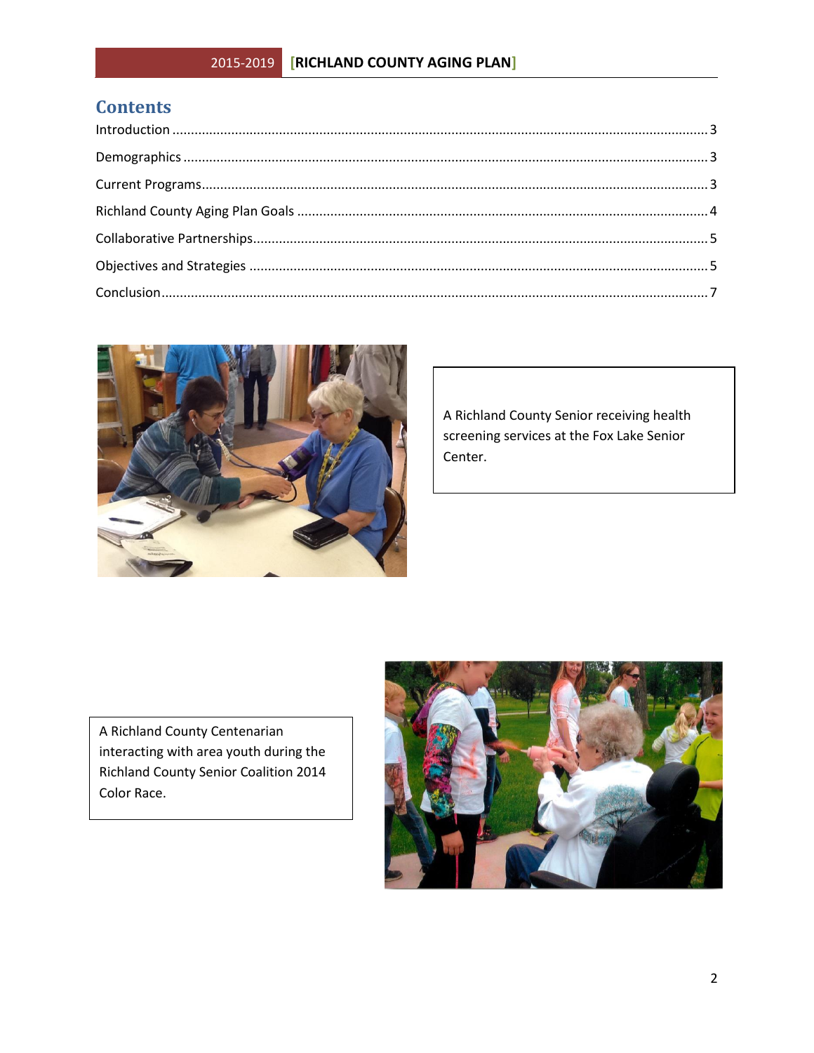# Contents

Introduction ............................................................ 3

Demographics ............................................................ 3

Current Programs ............................................................ 3

Richland County Aging Plan Goals ............................................................ 4

Collaborative Partnerships ............................................................ 5

Objectives and Strategies ............................................................ 5

Conclusion ............................................................ 7

A Richland County Senior receiving health screening services at the Fox Lake Senior Center.

A Richland County Centenarian interacting with area youth during the Richland County Senior Coalition 2014 Color Race.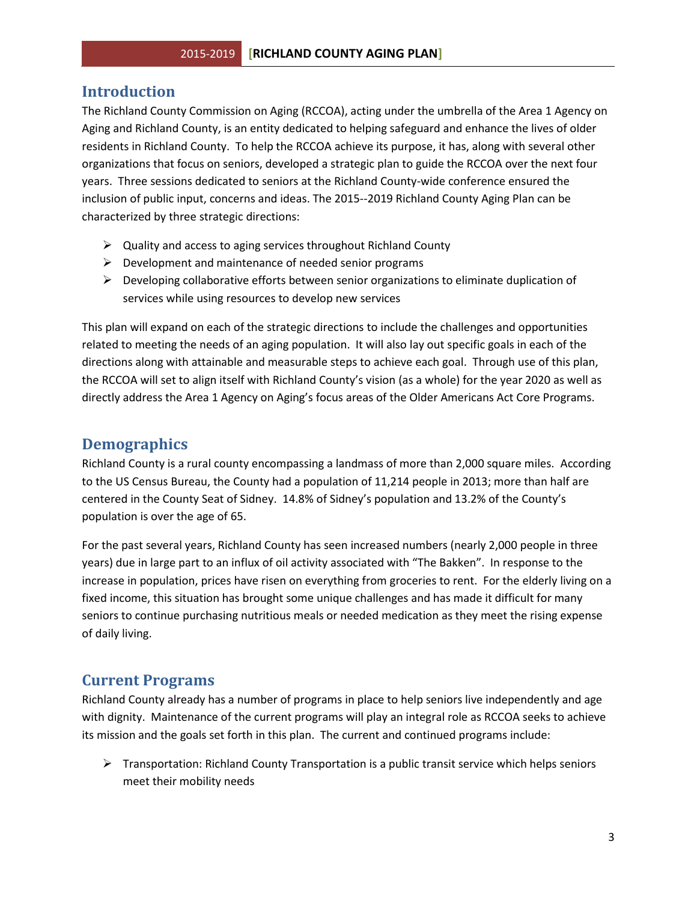## Introduction

The Richland County Commission on Aging (RCCOA), acting under the umbrella of the Area 1 Agency on Aging and Richland County, is an entity dedicated to helping safeguard and enhance the lives of older residents in Richland County. To help the RCCOA achieve its purpose, it has, along with several other organizations that focus on seniors, developed a strategic plan to guide the RCCOA over the next four years. Three sessions dedicated to seniors at the Richland County-wide conference ensured the inclusion of public input, concerns and ideas. The 2015--2019 Richland County Aging Plan can be characterized by three strategic directions:

- Quality and access to aging services throughout Richland County
- Development and maintenance of needed senior programs
- Developing collaborative efforts between senior organizations to eliminate duplication of services while using resources to develop new services

This plan will expand on each of the strategic directions to include the challenges and opportunities related to meeting the needs of an aging population. It will also lay out specific goals in each of the directions along with attainable and measurable steps to achieve each goal. Through use of this plan, the RCCOA will set to align itself with Richland County's vision (as a whole) for the year 2020 as well as directly address the Area 1 Agency on Aging's focus areas of the Older Americans Act Core Programs.

## Demographics

Richland County is a rural county encompassing a landmass of more than 2,000 square miles. According to the US Census Bureau, the County had a population of 11,214 people in 2013; more than half are centered in the County Seat of Sidney. 14.8% of Sidney's population and 13.2% of the County's population is over the age of 65.

For the past several years, Richland County has seen increased numbers (nearly 2,000 people in three years) due in large part to an influx of oil activity associated with "The Bakken". In response to the increase in population, prices have risen on everything from groceries to rent. For the elderly living on a fixed income, this situation has brought some unique challenges and has made it difficult for many seniors to continue purchasing nutritious meals or needed medication as they meet the rising expense of daily living.

## Current Programs

Richland County already has a number of programs in place to help seniors live independently and age with dignity. Maintenance of the current programs will play an integral role as RCCOA seeks to achieve its mission and the goals set forth in this plan. The current and continued programs include:

- Transportation: Richland County Transportation is a public transit service which helps seniors meet their mobility needs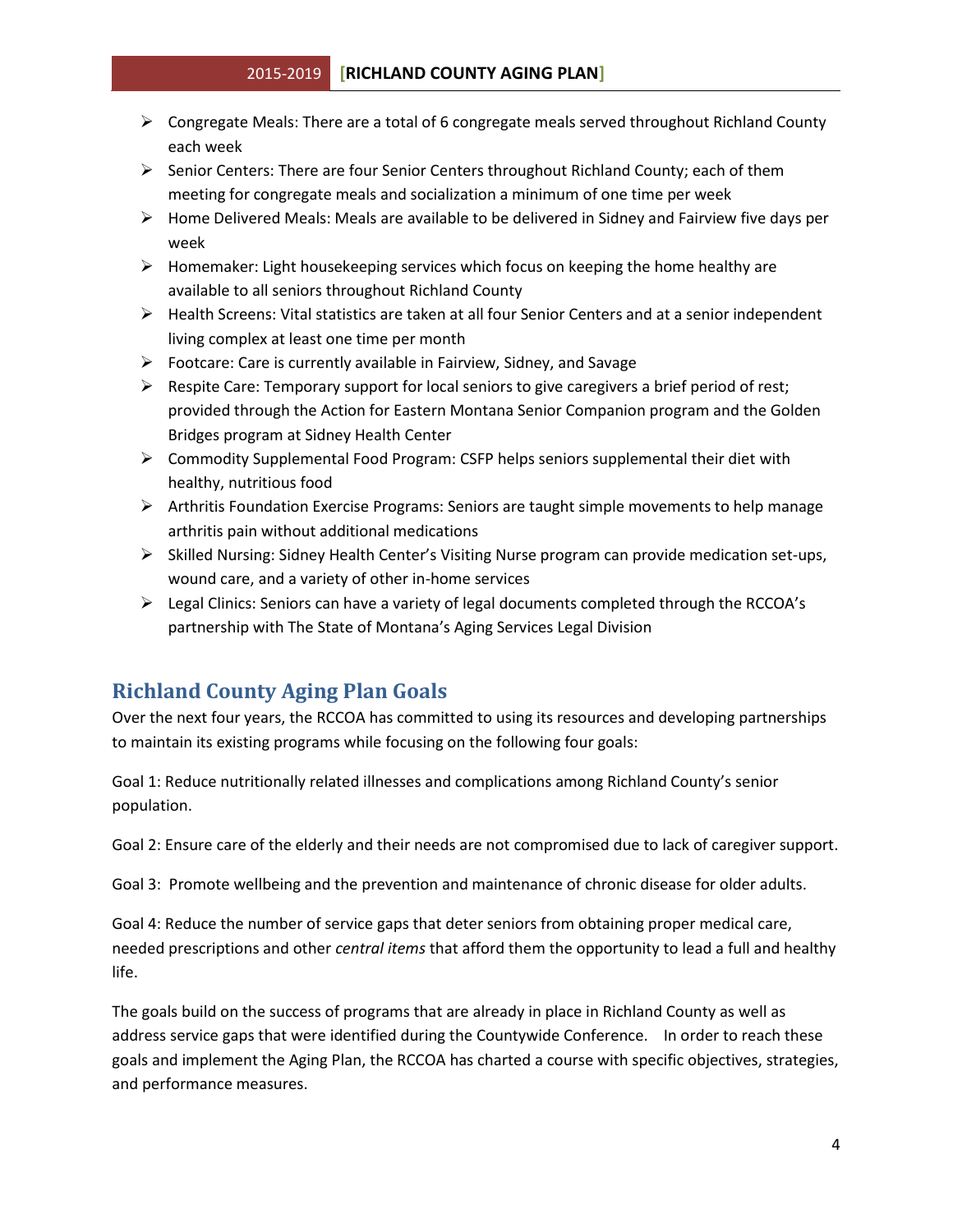- Congregate Meals: There are a total of 6 congregate meals served throughout Richland County each week
- Senior Centers: There are four Senior Centers throughout Richland County; each of them meeting for congregate meals and socialization a minimum of one time per week
- Home Delivered Meals: Meals are available to be delivered in Sidney and Fairview five days per week
- Homemaker: Light housekeeping services which focus on keeping the home healthy are available to all seniors throughout Richland County
- Health Screens: Vital statistics are taken at all four Senior Centers and at a senior independent living complex at least one time per month
- Footcare: Care is currently available in Fairview, Sidney, and Savage
- Respite Care: Temporary support for local seniors to give caregivers a brief period of rest; provided through the Action for Eastern Montana Senior Companion program and the Golden Bridges program at Sidney Health Center
- Commodity Supplemental Food Program: CSFP helps seniors supplemental their diet with healthy, nutritious food
- Arthritis Foundation Exercise Programs: Seniors are taught simple movements to help manage arthritis pain without additional medications
- Skilled Nursing: Sidney Health Center's Visiting Nurse program can provide medication set-ups, wound care, and a variety of other in-home services
- Legal Clinics: Seniors can have a variety of legal documents completed through the RCCOA's partnership with The State of Montana's Aging Services Legal Division

## Richland County Aging Plan Goals

Over the next four years, the RCCOA has committed to using its resources and developing partnerships to maintain its existing programs while focusing on the following four goals:

Goal 1: Reduce nutritionally related illnesses and complications among Richland County's senior population.

Goal 2: Ensure care of the elderly and their needs are not compromised due to lack of caregiver support.

Goal 3: Promote wellbeing and the prevention and maintenance of chronic disease for older adults.

Goal 4: Reduce the number of service gaps that deter seniors from obtaining proper medical care, needed prescriptions and other *central items* that afford them the opportunity to lead a full and healthy life.

The goals build on the success of programs that are already in place in Richland County as well as address service gaps that were identified during the Countywide Conference. In order to reach these goals and implement the Aging Plan, the RCCOA has charted a course with specific objectives, strategies, and performance measures.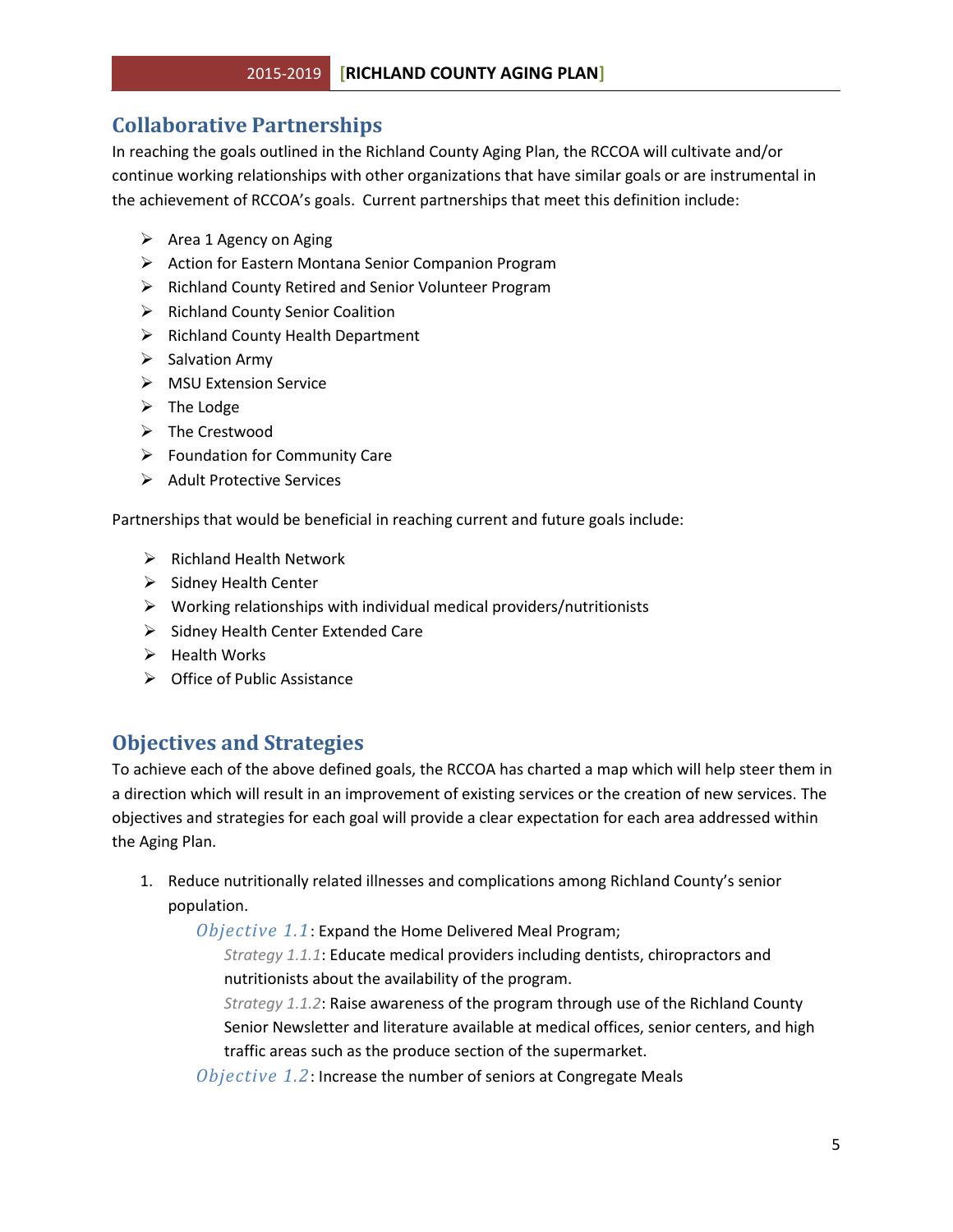## Collaborative Partnerships

In reaching the goals outlined in the Richland County Aging Plan, the RCCOA will cultivate and/or continue working relationships with other organizations that have similar goals or are instrumental in the achievement of RCCOA's goals. Current partnerships that meet this definition include:

- Area 1 Agency on Aging
- Action for Eastern Montana Senior Companion Program
- Richland County Retired and Senior Volunteer Program
- Richland County Senior Coalition
- Richland County Health Department
- Salvation Army
- MSU Extension Service
- The Lodge
- The Crestwood
- Foundation for Community Care
- Adult Protective Services

Partnerships that would be beneficial in reaching current and future goals include:

- Richland Health Network
- Sidney Health Center
- Working relationships with individual medical providers/nutritionists
- Sidney Health Center Extended Care
- Health Works
- Office of Public Assistance

## Objectives and Strategies

To achieve each of the above defined goals, the RCCOA has charted a map which will help steer them in a direction which will result in an improvement of existing services or the creation of new services. The objectives and strategies for each goal will provide a clear expectation for each area addressed within the Aging Plan.

1. Reduce nutritionally related illnesses and complications among Richland County's senior population.

   *Objective 1.1*: Expand the Home Delivered Meal Program;

   *Strategy 1.1.1*: Educate medical providers including dentists, chiropractors and nutritionists about the availability of the program.

   *Strategy 1.1.2*: Raise awareness of the program through use of the Richland County Senior Newsletter and literature available at medical offices, senior centers, and high traffic areas such as the produce section of the supermarket.

   *Objective 1.2*: Increase the number of seniors at Congregate Meals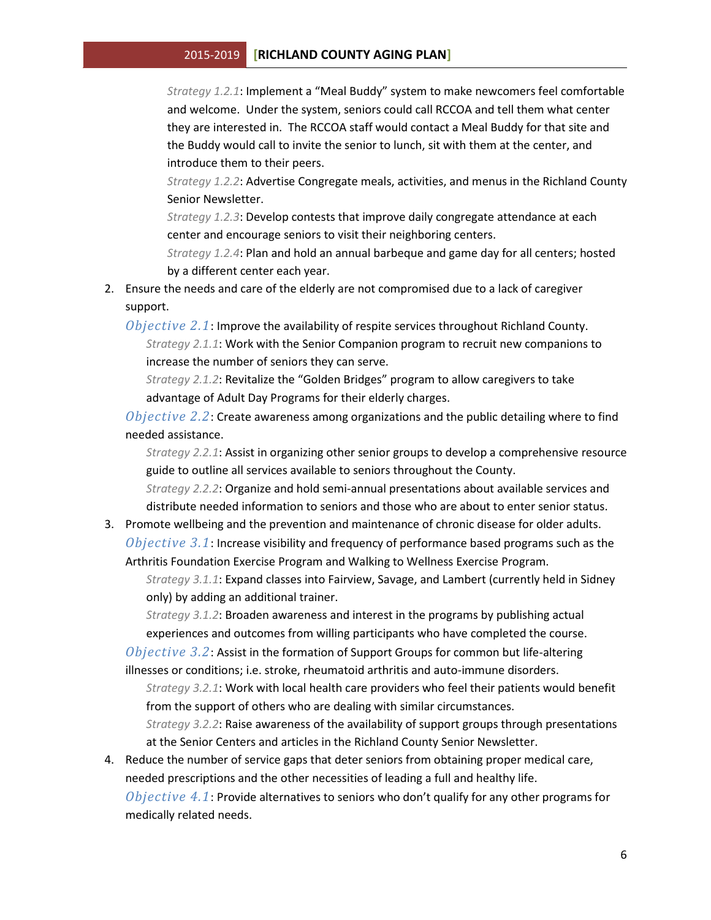*Strategy 1.2.1*: Implement a "Meal Buddy" system to make newcomers feel comfortable and welcome. Under the system, seniors could call RCCOA and tell them what center they are interested in. The RCCOA staff would contact a Meal Buddy for that site and the Buddy would call to invite the senior to lunch, sit with them at the center, and introduce them to their peers.

*Strategy 1.2.2*: Advertise Congregate meals, activities, and menus in the Richland County Senior Newsletter.

*Strategy 1.2.3*: Develop contests that improve daily congregate attendance at each center and encourage seniors to visit their neighboring centers.

*Strategy 1.2.4*: Plan and hold an annual barbeque and game day for all centers; hosted by a different center each year.

2. Ensure the needs and care of the elderly are not compromised due to a lack of caregiver support.

   *Objective 2.1*: Improve the availability of respite services throughout Richland County.

   *Strategy 2.1.1*: Work with the Senior Companion program to recruit new companions to increase the number of seniors they can serve.

   *Strategy 2.1.2*: Revitalize the "Golden Bridges" program to allow caregivers to take advantage of Adult Day Programs for their elderly charges.

   *Objective 2.2*: Create awareness among organizations and the public detailing where to find needed assistance.

   *Strategy 2.2.1*: Assist in organizing other senior groups to develop a comprehensive resource guide to outline all services available to seniors throughout the County.

   *Strategy 2.2.2*: Organize and hold semi-annual presentations about available services and distribute needed information to seniors and those who are about to enter senior status.

3. Promote wellbeing and the prevention and maintenance of chronic disease for older adults.

   *Objective 3.1*: Increase visibility and frequency of performance based programs such as the Arthritis Foundation Exercise Program and Walking to Wellness Exercise Program.

   *Strategy 3.1.1*: Expand classes into Fairview, Savage, and Lambert (currently held in Sidney only) by adding an additional trainer.

   *Strategy 3.1.2*: Broaden awareness and interest in the programs by publishing actual experiences and outcomes from willing participants who have completed the course.

   *Objective 3.2*: Assist in the formation of Support Groups for common but life-altering illnesses or conditions; i.e. stroke, rheumatoid arthritis and auto-immune disorders.

   *Strategy 3.2.1*: Work with local health care providers who feel their patients would benefit from the support of others who are dealing with similar circumstances.

   *Strategy 3.2.2*: Raise awareness of the availability of support groups through presentations at the Senior Centers and articles in the Richland County Senior Newsletter.

4. Reduce the number of service gaps that deter seniors from obtaining proper medical care, needed prescriptions and the other necessities of leading a full and healthy life.

   *Objective 4.1*: Provide alternatives to seniors who don't qualify for any other programs for medically related needs.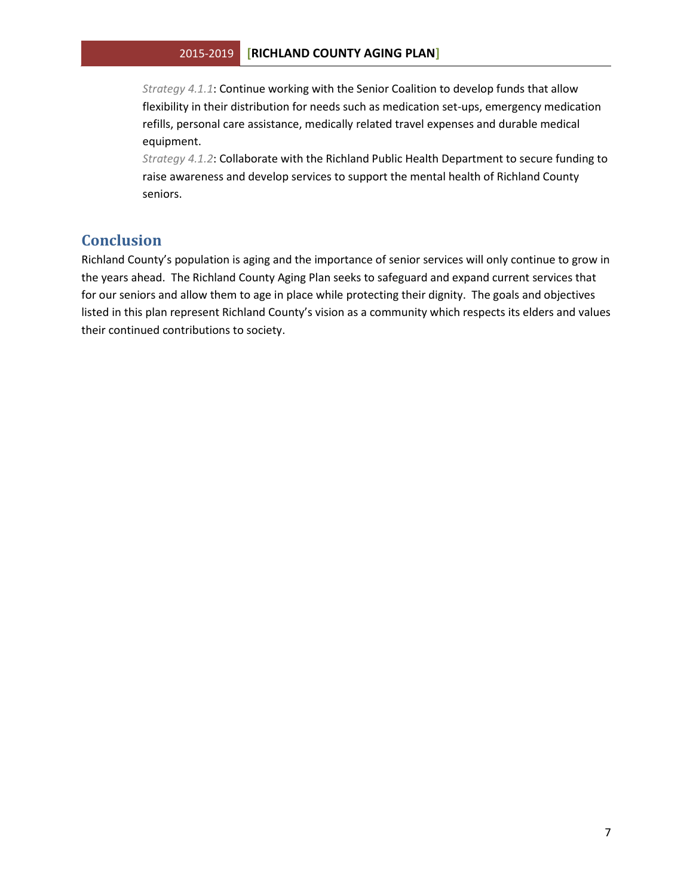*Strategy 4.1.1*: Continue working with the Senior Coalition to develop funds that allow flexibility in their distribution for needs such as medication set-ups, emergency medication refills, personal care assistance, medically related travel expenses and durable medical equipment.

*Strategy 4.1.2*: Collaborate with the Richland Public Health Department to secure funding to raise awareness and develop services to support the mental health of Richland County seniors.

## Conclusion

Richland County's population is aging and the importance of senior services will only continue to grow in the years ahead. The Richland County Aging Plan seeks to safeguard and expand current services that for our seniors and allow them to age in place while protecting their dignity. The goals and objectives listed in this plan represent Richland County's vision as a community which respects its elders and values their continued contributions to society.